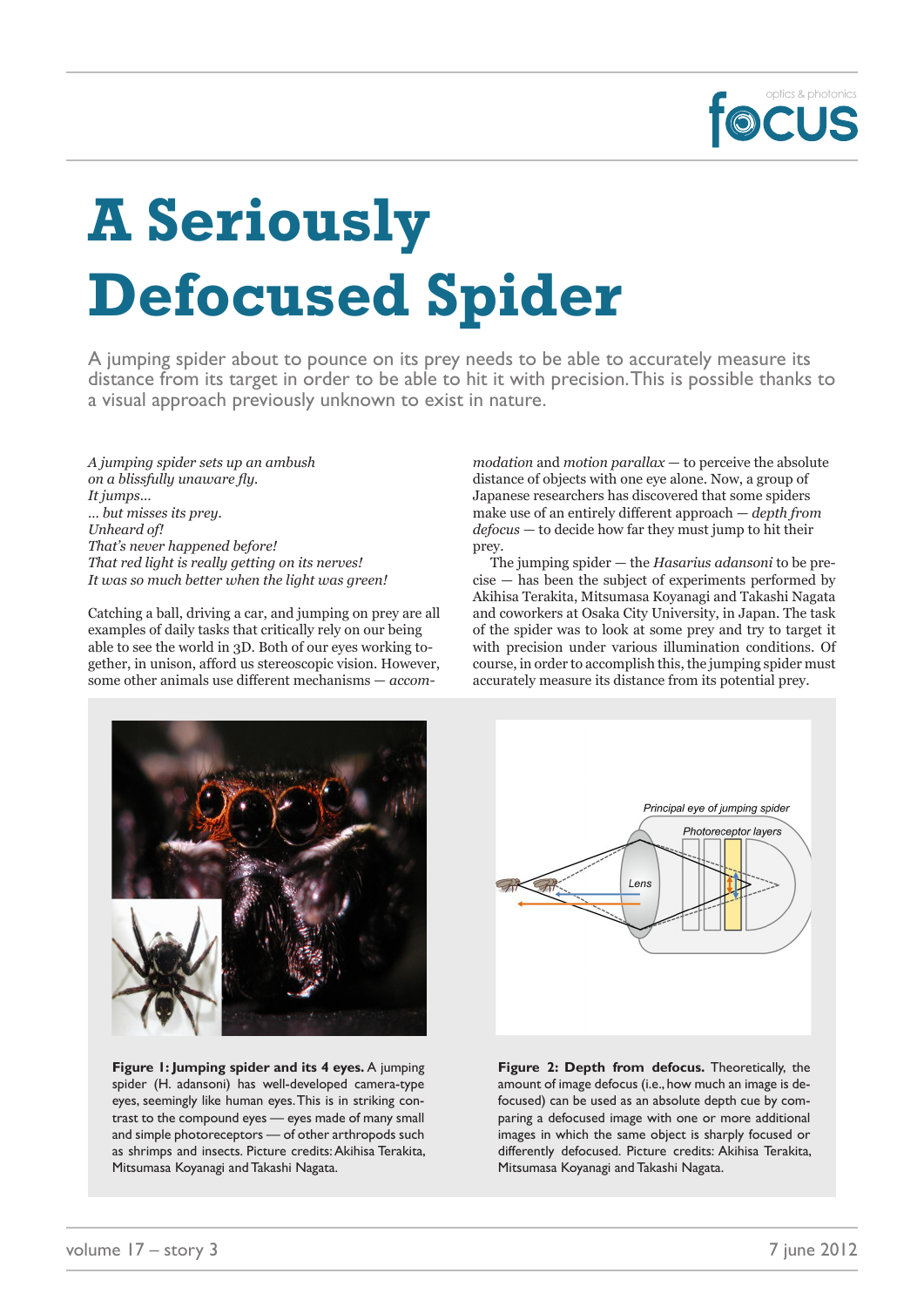# A Seriously Defocused Spider

A jumping spider about to pounce on its prey needs to be able to accurately measure its distance from its target in order to be able to hit it with precision. This is possible thanks to a visual approach previously unknown to exist in nature.

*A jumping spider sets up an ambush*
*on a blissfully unaware fly.*
*It jumps...*
*... but misses its prey.*
*Unheard of!*
*That's never happened before!*
*That red light is really getting on its nerves!*
*It was so much better when the light was green!*

Catching a ball, driving a car, and jumping on prey are all examples of daily tasks that critically rely on our being able to see the world in 3D. Both of our eyes working together, in unison, afford us stereoscopic vision. However, some other animals use different mechanisms — *accommodation* and *motion parallax* — to perceive the absolute distance of objects with one eye alone. Now, a group of Japanese researchers has discovered that some spiders make use of an entirely different approach — *depth from defocus* — to decide how far they must jump to hit their prey.

The jumping spider — the *Hasarius adansoni* to be precise — has been the subject of experiments performed by Akihisa Terakita, Mitsumasa Koyanagi and Takashi Nagata and coworkers at Osaka City University, in Japan. The task of the spider was to look at some prey and try to target it with precision under various illumination conditions. Of course, in order to accomplish this, the jumping spider must accurately measure its distance from its potential prey.

**Figure 1: Jumping spider and its 4 eyes.** A jumping spider (H. adansoni) has well-developed camera-type eyes, seemingly like human eyes. This is in striking contrast to the compound eyes — eyes made of many small and simple photoreceptors — of other arthropods such as shrimps and insects. Picture credits: Akihisa Terakita, Mitsumasa Koyanagi and Takashi Nagata.

Principal eye of jumping spider
Photoreceptor layers
Lens

**Figure 2: Depth from defocus.** Theoretically, the amount of image defocus (i.e., how much an image is defocused) can be used as an absolute depth cue by comparing a defocused image with one or more additional images in which the same object is sharply focused or differently defocused. Picture credits: Akihisa Terakita, Mitsumasa Koyanagi and Takashi Nagata.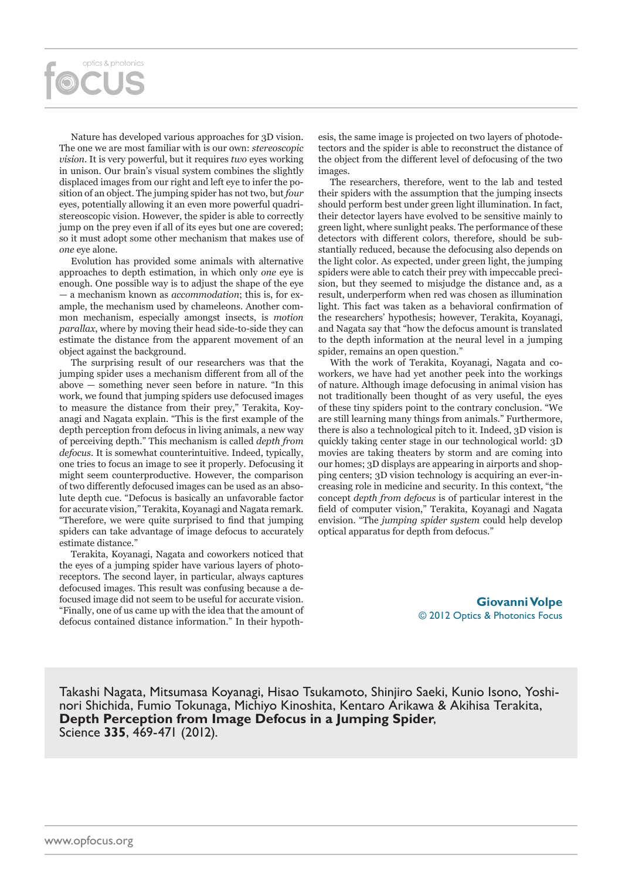Nature has developed various approaches for 3D vision. The one we are most familiar with is our own: *stereoscopic vision*. It is very powerful, but it requires *two* eyes working in unison. Our brain's visual system combines the slightly displaced images from our right and left eye to infer the position of an object. The jumping spider has not two, but *four* eyes, potentially allowing it an even more powerful quadri-stereoscopic vision. However, the spider is able to correctly jump on the prey even if all of its eyes but one are covered; so it must adopt some other mechanism that makes use of *one* eye alone.

Evolution has provided some animals with alternative approaches to depth estimation, in which only *one* eye is enough. One possible way is to adjust the shape of the eye — a mechanism known as *accommodation*; this is, for example, the mechanism used by chameleons. Another common mechanism, especially amongst insects, is *motion parallax*, where by moving their head side-to-side they can estimate the distance from the apparent movement of an object against the background.

The surprising result of our researchers was that the jumping spider uses a mechanism different from all of the above — something never seen before in nature. "In this work, we found that jumping spiders use defocused images to measure the distance from their prey," Terakita, Koyanagi and Nagata explain. "This is the first example of the depth perception from defocus in living animals, a new way of perceiving depth." This mechanism is called *depth from defocus*. It is somewhat counterintuitive. Indeed, typically, one tries to focus an image to see it properly. Defocusing it might seem counterproductive. However, the comparison of two differently defocused images can be used as an absolute depth cue. "Defocus is basically an unfavorable factor for accurate vision," Terakita, Koyanagi and Nagata remark. "Therefore, we were quite surprised to find that jumping spiders can take advantage of image defocus to accurately estimate distance."

Terakita, Koyanagi, Nagata and coworkers noticed that the eyes of a jumping spider have various layers of photoreceptors. The second layer, in particular, always captures defocused images. This result was confusing because a defocused image did not seem to be useful for accurate vision. "Finally, one of us came up with the idea that the amount of defocus contained distance information." In their hypothesis, the same image is projected on two layers of photodetectors and the spider is able to reconstruct the distance of the object from the different level of defocusing of the two images.

The researchers, therefore, went to the lab and tested their spiders with the assumption that the jumping insects should perform best under green light illumination. In fact, their detector layers have evolved to be sensitive mainly to green light, where sunlight peaks. The performance of these detectors with different colors, therefore, should be substantially reduced, because the defocusing also depends on the light color. As expected, under green light, the jumping spiders were able to catch their prey with impeccable precision, but they seemed to misjudge the distance and, as a result, underperform when red was chosen as illumination light. This fact was taken as a behavioral confirmation of the researchers' hypothesis; however, Terakita, Koyanagi, and Nagata say that "how the defocus amount is translated to the depth information at the neural level in a jumping spider, remains an open question."

With the work of Terakita, Koyanagi, Nagata and coworkers, we have had yet another peek into the workings of nature. Although image defocusing in animal vision has not traditionally been thought of as very useful, the eyes of these tiny spiders point to the contrary conclusion. "We are still learning many things from animals." Furthermore, there is also a technological pitch to it. Indeed, 3D vision is quickly taking center stage in our technological world: 3D movies are taking theaters by storm and are coming into our homes; 3D displays are appearing in airports and shopping centers; 3D vision technology is acquiring an ever-increasing role in medicine and security. In this context, "the concept *depth from defocus* is of particular interest in the field of computer vision," Terakita, Koyanagi and Nagata envision. "The *jumping spider system* could help develop optical apparatus for depth from defocus."

**Giovanni Volpe**
© 2012 Optics & Photonics Focus

Takashi Nagata, Mitsumasa Koyanagi, Hisao Tsukamoto, Shinjiro Saeki, Kunio Isono, Yoshinori Shichida, Fumio Tokunaga, Michiyo Kinoshita, Kentaro Arikawa & Akihisa Terakita, **Depth Perception from Image Defocus in a Jumping Spider**, Science **335**, 469-471 (2012).